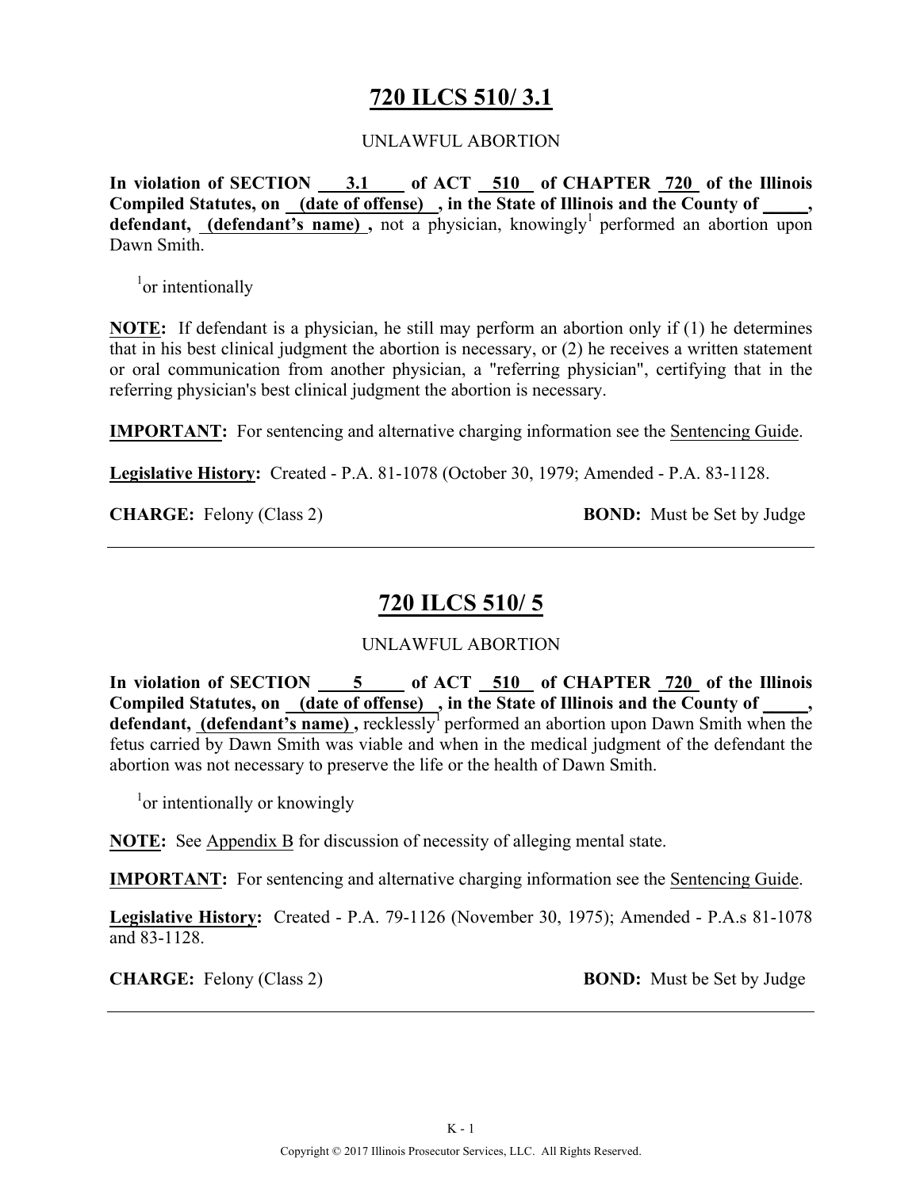# 720 ILCS 510/ 3.1

UNLAWFUL ABORTION

**In violation of SECTION 3.1 of ACT 510 of CHAPTER 720 of the Illinois Compiled Statutes, on (date of offense) , in the State of Illinois and the County of _____, defendant, (defendant's name) ,** not a physician, knowingly[1] performed an abortion upon Dawn Smith.

[1]or intentionally

**NOTE:** If defendant is a physician, he still may perform an abortion only if (1) he determines that in his best clinical judgment the abortion is necessary, or (2) he receives a written statement or oral communication from another physician, a "referring physician", certifying that in the referring physician's best clinical judgment the abortion is necessary.

**IMPORTANT:** For sentencing and alternative charging information see the Sentencing Guide.

**Legislative History:** Created - P.A. 81-1078 (October 30, 1979; Amended - P.A. 83-1128.

**CHARGE:** Felony (Class 2) **BOND:** Must be Set by Judge

---

# 720 ILCS 510/ 5

UNLAWFUL ABORTION

**In violation of SECTION 5 of ACT 510 of CHAPTER 720 of the Illinois Compiled Statutes, on (date of offense) , in the State of Illinois and the County of _____, defendant, (defendant's name) ,** recklessly[1] performed an abortion upon Dawn Smith when the fetus carried by Dawn Smith was viable and when in the medical judgment of the defendant the abortion was not necessary to preserve the life or the health of Dawn Smith.

[1]or intentionally or knowingly

**NOTE:** See Appendix B for discussion of necessity of alleging mental state.

**IMPORTANT:** For sentencing and alternative charging information see the Sentencing Guide.

**Legislative History:** Created - P.A. 79-1126 (November 30, 1975); Amended - P.A.s 81-1078 and 83-1128.

**CHARGE:** Felony (Class 2) **BOND:** Must be Set by Judge

---

Copyright © 2017 Illinois Prosecutor Services, LLC. All Rights Reserved.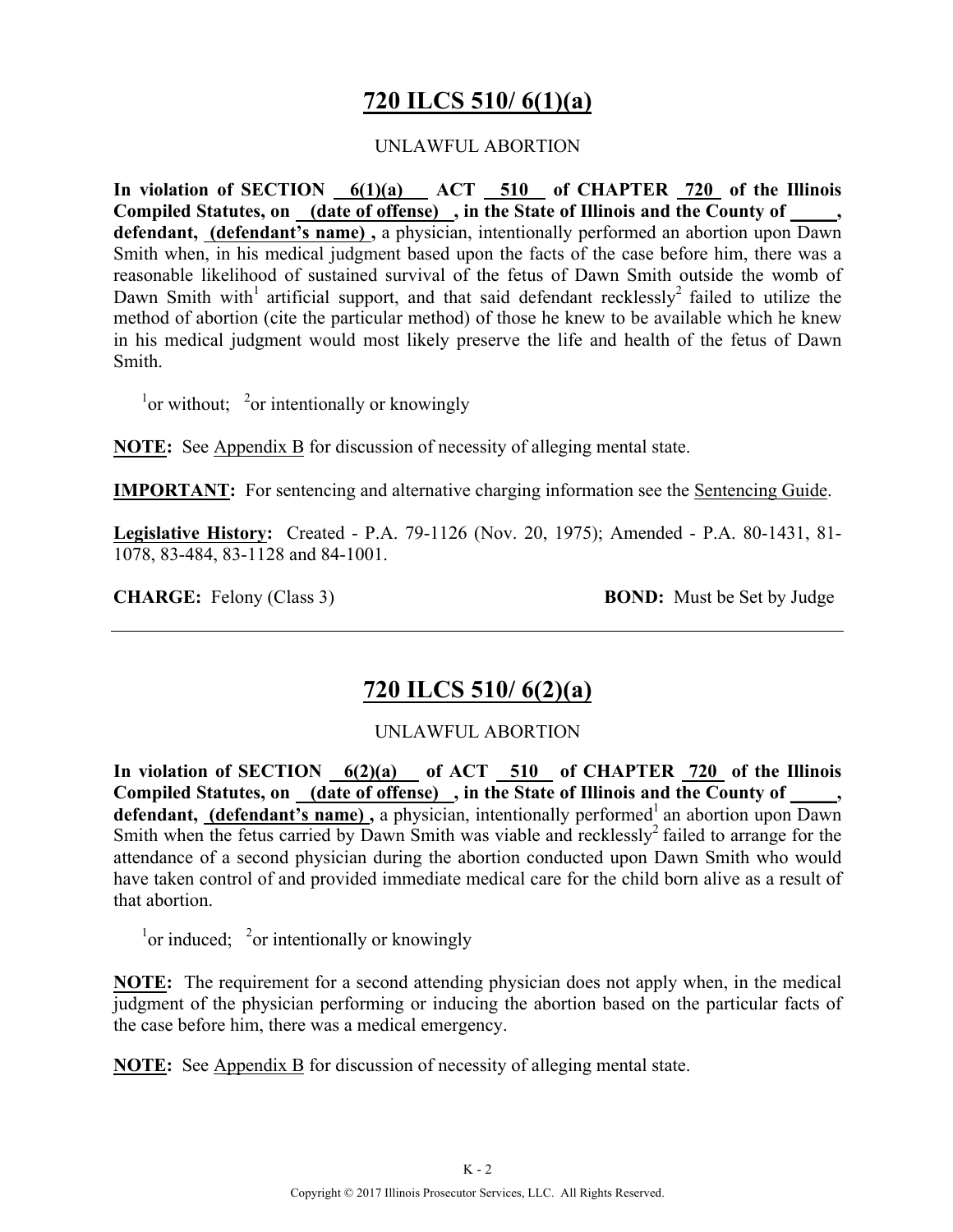# 720 ILCS 510/ 6(1)(a)

UNLAWFUL ABORTION

**In violation of SECTION 6(1)(a) ACT 510 of CHAPTER 720 of the Illinois Compiled Statutes, on (date of offense), in the State of Illinois and the County of _____, defendant, (defendant's name),** a physician, intentionally performed an abortion upon Dawn Smith when, in his medical judgment based upon the facts of the case before him, there was a reasonable likelihood of sustained survival of the fetus of Dawn Smith outside the womb of Dawn Smith with[1] artificial support, and that said defendant recklessly[2] failed to utilize the method of abortion (cite the particular method) of those he knew to be available which he knew in his medical judgment would most likely preserve the life and health of the fetus of Dawn Smith.

[1]or without; [2]or intentionally or knowingly

**NOTE:** See Appendix B for discussion of necessity of alleging mental state.

**IMPORTANT:** For sentencing and alternative charging information see the Sentencing Guide.

**Legislative History:** Created - P.A. 79-1126 (Nov. 20, 1975); Amended - P.A. 80-1431, 81-1078, 83-484, 83-1128 and 84-1001.

**CHARGE:** Felony (Class 3) **BOND:** Must be Set by Judge

---

# 720 ILCS 510/ 6(2)(a)

UNLAWFUL ABORTION

**In violation of SECTION 6(2)(a) of ACT 510 of CHAPTER 720 of the Illinois Compiled Statutes, on (date of offense), in the State of Illinois and the County of _____, defendant, (defendant's name),** a physician, intentionally performed[1] an abortion upon Dawn Smith when the fetus carried by Dawn Smith was viable and recklessly[2] failed to arrange for the attendance of a second physician during the abortion conducted upon Dawn Smith who would have taken control of and provided immediate medical care for the child born alive as a result of that abortion.

[1]or induced; [2]or intentionally or knowingly

**NOTE:** The requirement for a second attending physician does not apply when, in the medical judgment of the physician performing or inducing the abortion based on the particular facts of the case before him, there was a medical emergency.

**NOTE:** See Appendix B for discussion of necessity of alleging mental state.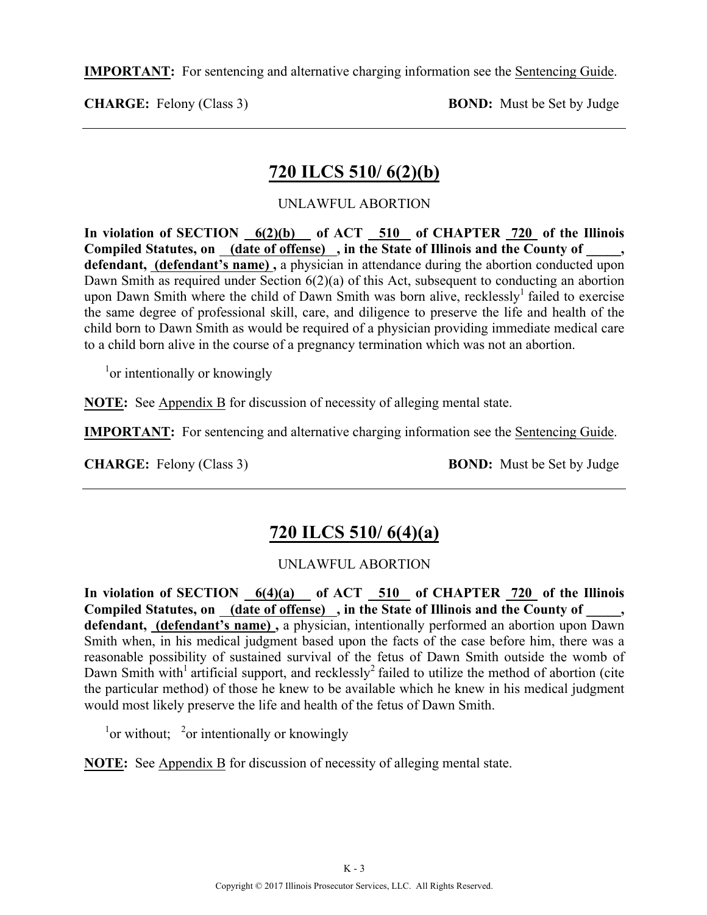**IMPORTANT:** For sentencing and alternative charging information see the Sentencing Guide.

**CHARGE:** Felony (Class 3) **BOND:** Must be Set by Judge

---

## 720 ILCS 510/ 6(2)(b)

UNLAWFUL ABORTION

**In violation of SECTION 6(2)(b) of ACT 510 of CHAPTER 720 of the Illinois Compiled Statutes, on (date of offense), in the State of Illinois and the County of _____, defendant, (defendant's name),** a physician in attendance during the abortion conducted upon Dawn Smith as required under Section 6(2)(a) of this Act, subsequent to conducting an abortion upon Dawn Smith where the child of Dawn Smith was born alive, recklessly[1] failed to exercise the same degree of professional skill, care, and diligence to preserve the life and health of the child born to Dawn Smith as would be required of a physician providing immediate medical care to a child born alive in the course of a pregnancy termination which was not an abortion.

[1]or intentionally or knowingly

**NOTE:** See Appendix B for discussion of necessity of alleging mental state.

**IMPORTANT:** For sentencing and alternative charging information see the Sentencing Guide.

**CHARGE:** Felony (Class 3) **BOND:** Must be Set by Judge

---

## 720 ILCS 510/ 6(4)(a)

UNLAWFUL ABORTION

**In violation of SECTION 6(4)(a) of ACT 510 of CHAPTER 720 of the Illinois Compiled Statutes, on (date of offense), in the State of Illinois and the County of _____, defendant, (defendant's name),** a physician, intentionally performed an abortion upon Dawn Smith when, in his medical judgment based upon the facts of the case before him, there was a reasonable possibility of sustained survival of the fetus of Dawn Smith outside the womb of Dawn Smith with[1] artificial support, and recklessly[2] failed to utilize the method of abortion (cite the particular method) of those he knew to be available which he knew in his medical judgment would most likely preserve the life and health of the fetus of Dawn Smith.

[1]or without; [2]or intentionally or knowingly

**NOTE:** See Appendix B for discussion of necessity of alleging mental state.

Copyright © 2017 Illinois Prosecutor Services, LLC. All Rights Reserved.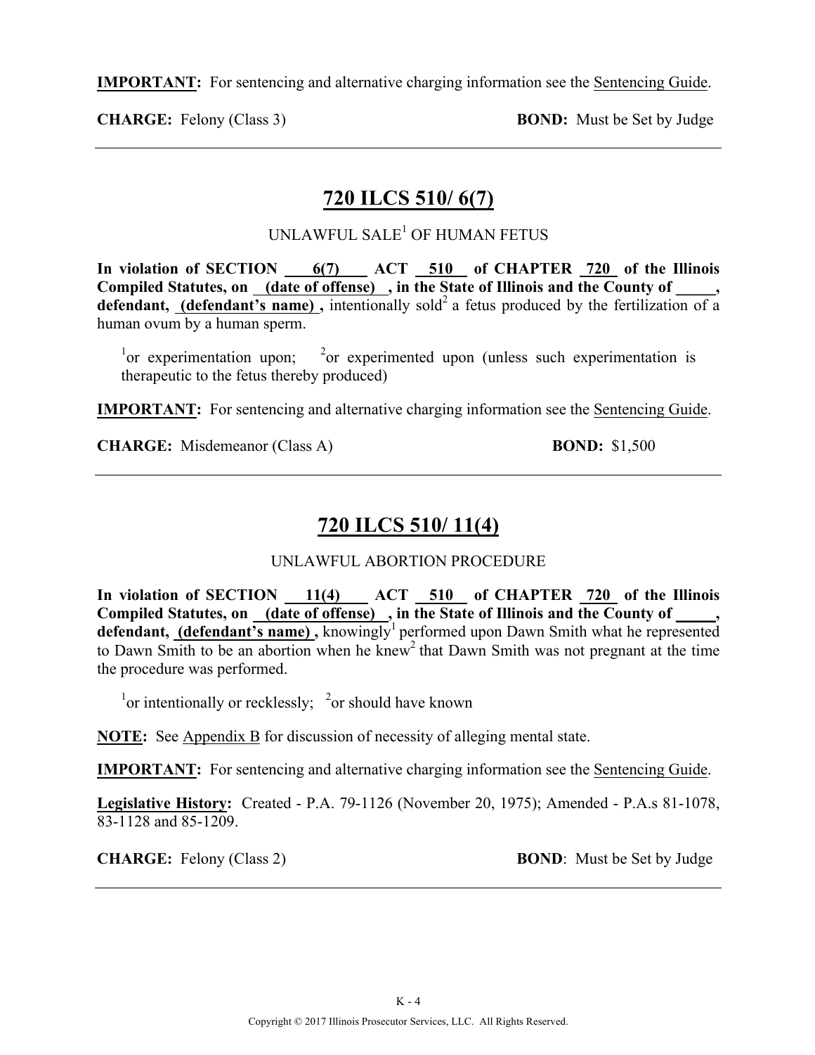**IMPORTANT:** For sentencing and alternative charging information see the Sentencing Guide.

**CHARGE:** Felony (Class 3) **BOND:** Must be Set by Judge

---

## 720 ILCS 510/ 6(7)

UNLAWFUL SALE[1] OF HUMAN FETUS

**In violation of SECTION 6(7) ACT 510 of CHAPTER 720 of the Illinois Compiled Statutes, on (date of offense) , in the State of Illinois and the County of _____, defendant, (defendant's name) ,** intentionally sold[2] a fetus produced by the fertilization of a human ovum by a human sperm.

[1]or experimentation upon; [2]or experimented upon (unless such experimentation is therapeutic to the fetus thereby produced)

**IMPORTANT:** For sentencing and alternative charging information see the Sentencing Guide.

**CHARGE:** Misdemeanor (Class A) **BOND:** $1,500

---

## 720 ILCS 510/ 11(4)

UNLAWFUL ABORTION PROCEDURE

**In violation of SECTION 11(4) ACT 510 of CHAPTER 720 of the Illinois Compiled Statutes, on (date of offense) , in the State of Illinois and the County of _____, defendant, (defendant's name) ,** knowingly[1] performed upon Dawn Smith what he represented to Dawn Smith to be an abortion when he knew[2] that Dawn Smith was not pregnant at the time the procedure was performed.

[1]or intentionally or recklessly; [2]or should have known

**NOTE:** See Appendix B for discussion of necessity of alleging mental state.

**IMPORTANT:** For sentencing and alternative charging information see the Sentencing Guide.

**Legislative History:** Created - P.A. 79-1126 (November 20, 1975); Amended - P.A.s 81-1078, 83-1128 and 85-1209.

**CHARGE:** Felony (Class 2) **BOND**: Must be Set by Judge

---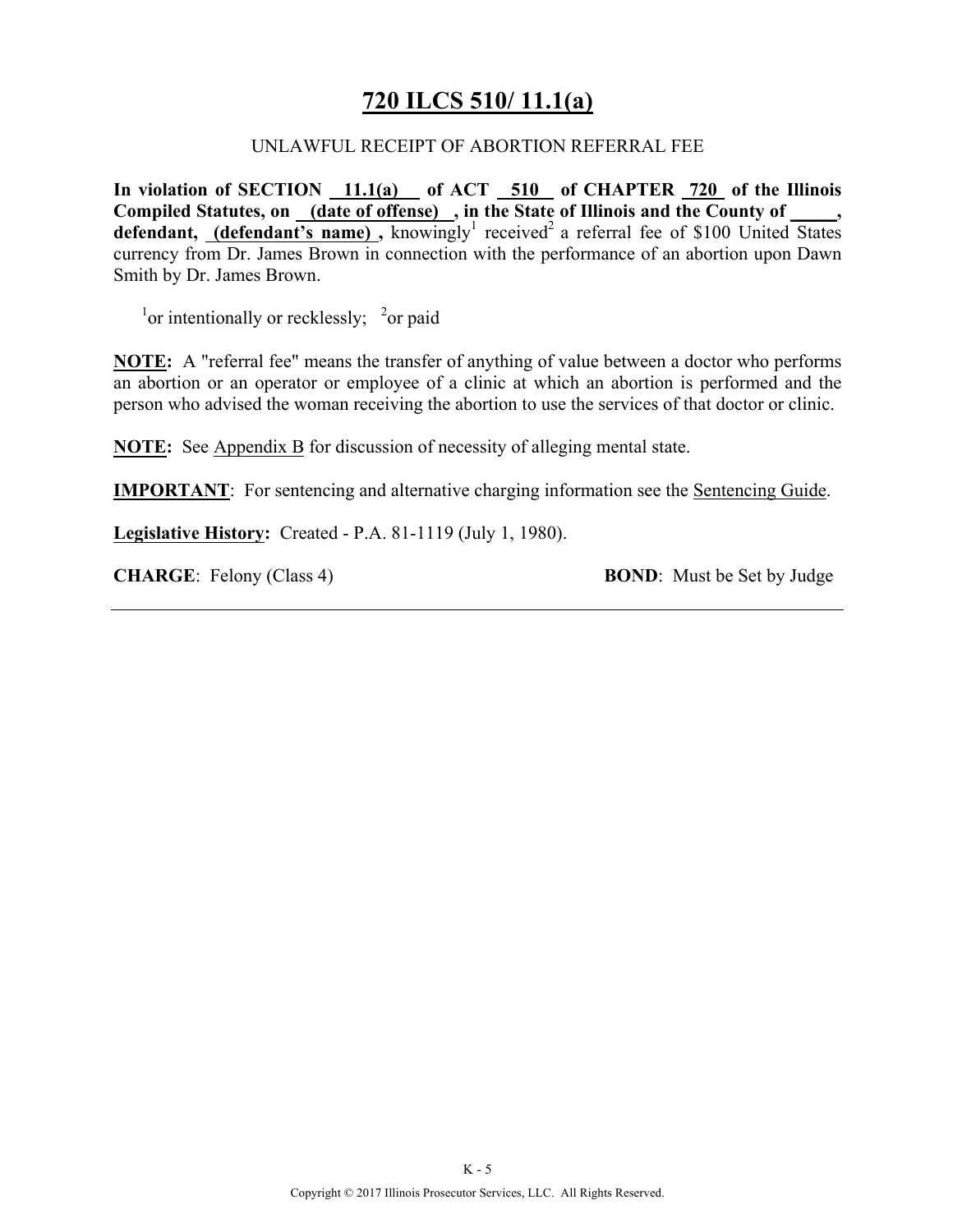# 720 ILCS 510/ 11.1(a)

UNLAWFUL RECEIPT OF ABORTION REFERRAL FEE

**In violation of SECTION 11.1(a) of ACT 510 of CHAPTER 720 of the Illinois Compiled Statutes, on (date of offense) , in the State of Illinois and the County of \_\_\_\_\_, defendant, (defendant's name) ,** knowingly[1] received[2] a referral fee of $100 United States currency from Dr. James Brown in connection with the performance of an abortion upon Dawn Smith by Dr. James Brown.

[1]or intentionally or recklessly; [2]or paid

**NOTE:** A "referral fee" means the transfer of anything of value between a doctor who performs an abortion or an operator or employee of a clinic at which an abortion is performed and the person who advised the woman receiving the abortion to use the services of that doctor or clinic.

**NOTE:** See Appendix B for discussion of necessity of alleging mental state.

**IMPORTANT**: For sentencing and alternative charging information see the Sentencing Guide.

**Legislative History:** Created - P.A. 81-1119 (July 1, 1980).

**CHARGE**: Felony (Class 4) **BOND**: Must be Set by Judge